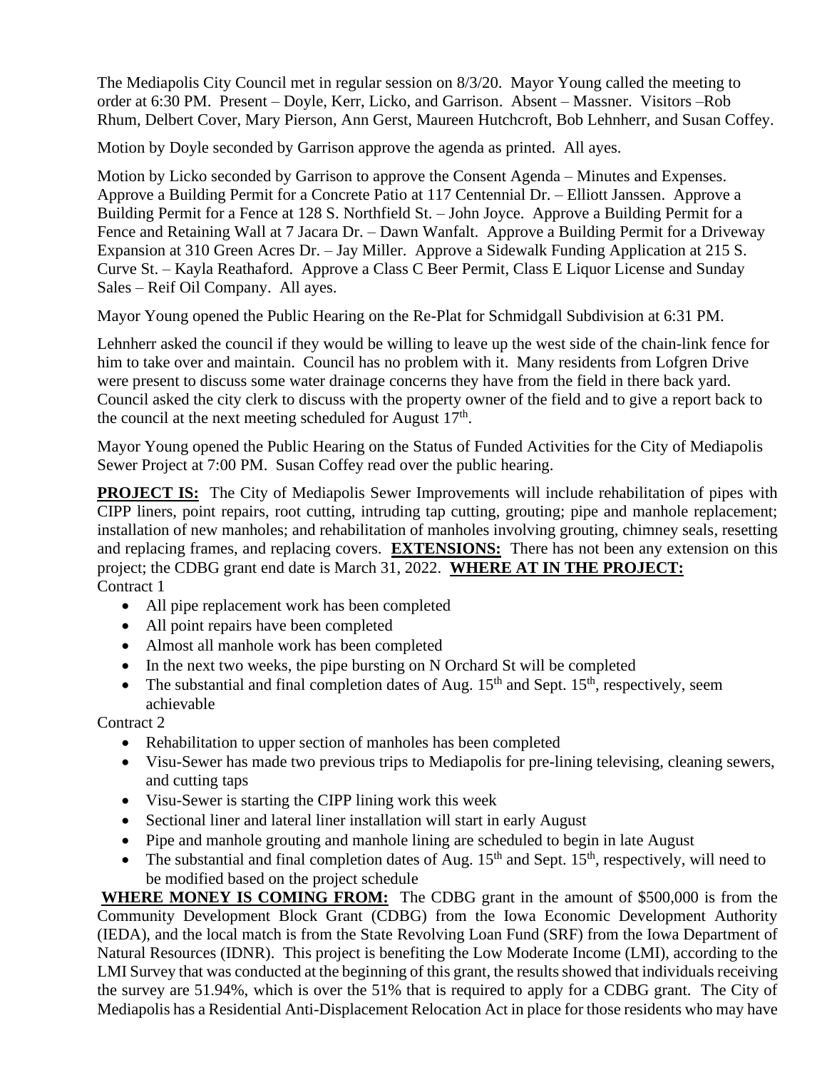The Mediapolis City Council met in regular session on 8/3/20. Mayor Young called the meeting to order at 6:30 PM. Present – Doyle, Kerr, Licko, and Garrison. Absent – Massner. Visitors –Rob Rhum, Delbert Cover, Mary Pierson, Ann Gerst, Maureen Hutchcroft, Bob Lehnherr, and Susan Coffey.

Motion by Doyle seconded by Garrison approve the agenda as printed. All ayes.

Motion by Licko seconded by Garrison to approve the Consent Agenda – Minutes and Expenses. Approve a Building Permit for a Concrete Patio at 117 Centennial Dr. – Elliott Janssen. Approve a Building Permit for a Fence at 128 S. Northfield St. – John Joyce. Approve a Building Permit for a Fence and Retaining Wall at 7 Jacara Dr. – Dawn Wanfalt. Approve a Building Permit for a Driveway Expansion at 310 Green Acres Dr. – Jay Miller. Approve a Sidewalk Funding Application at 215 S. Curve St. – Kayla Reathaford. Approve a Class C Beer Permit, Class E Liquor License and Sunday Sales – Reif Oil Company. All ayes.

Mayor Young opened the Public Hearing on the Re-Plat for Schmidgall Subdivision at 6:31 PM.

Lehnherr asked the council if they would be willing to leave up the west side of the chain-link fence for him to take over and maintain. Council has no problem with it. Many residents from Lofgren Drive were present to discuss some water drainage concerns they have from the field in there back yard. Council asked the city clerk to discuss with the property owner of the field and to give a report back to the council at the next meeting scheduled for August 17th.

Mayor Young opened the Public Hearing on the Status of Funded Activities for the City of Mediapolis Sewer Project at 7:00 PM. Susan Coffey read over the public hearing.

**PROJECT IS:** The City of Mediapolis Sewer Improvements will include rehabilitation of pipes with CIPP liners, point repairs, root cutting, intruding tap cutting, grouting; pipe and manhole replacement; installation of new manholes; and rehabilitation of manholes involving grouting, chimney seals, resetting and replacing frames, and replacing covers. **EXTENSIONS:** There has not been any extension on this project; the CDBG grant end date is March 31, 2022. **WHERE AT IN THE PROJECT:**

Contract 1

- All pipe replacement work has been completed
- All point repairs have been completed
- Almost all manhole work has been completed
- In the next two weeks, the pipe bursting on N Orchard St will be completed
- The substantial and final completion dates of Aug. 15th and Sept. 15th, respectively, seem achievable

Contract 2

- Rehabilitation to upper section of manholes has been completed
- Visu-Sewer has made two previous trips to Mediapolis for pre-lining televising, cleaning sewers, and cutting taps
- Visu-Sewer is starting the CIPP lining work this week
- Sectional liner and lateral liner installation will start in early August
- Pipe and manhole grouting and manhole lining are scheduled to begin in late August
- The substantial and final completion dates of Aug. 15th and Sept. 15th, respectively, will need to be modified based on the project schedule

**WHERE MONEY IS COMING FROM:** The CDBG grant in the amount of $500,000 is from the Community Development Block Grant (CDBG) from the Iowa Economic Development Authority (IEDA), and the local match is from the State Revolving Loan Fund (SRF) from the Iowa Department of Natural Resources (IDNR). This project is benefiting the Low Moderate Income (LMI), according to the LMI Survey that was conducted at the beginning of this grant, the results showed that individuals receiving the survey are 51.94%, which is over the 51% that is required to apply for a CDBG grant. The City of Mediapolis has a Residential Anti-Displacement Relocation Act in place for those residents who may have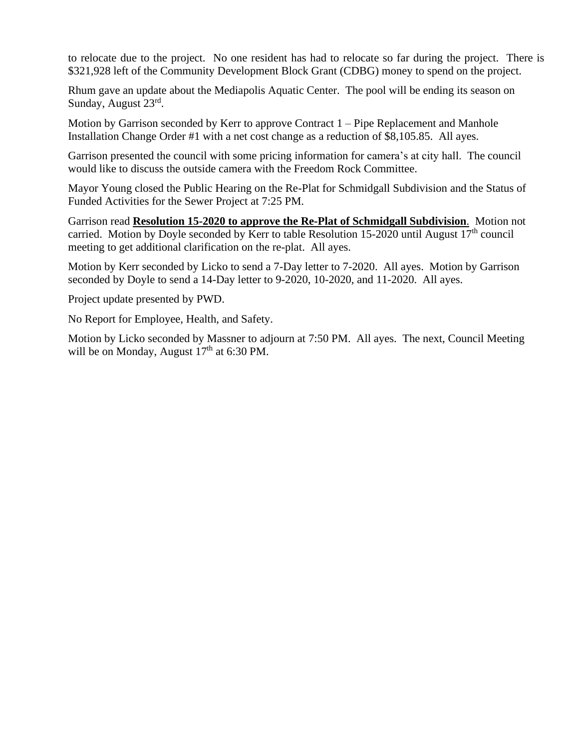to relocate due to the project. No one resident has had to relocate so far during the project. There is $321,928 left of the Community Development Block Grant (CDBG) money to spend on the project.

Rhum gave an update about the Mediapolis Aquatic Center. The pool will be ending its season on Sunday, August 23rd.

Motion by Garrison seconded by Kerr to approve Contract 1 – Pipe Replacement and Manhole Installation Change Order #1 with a net cost change as a reduction of $8,105.85. All ayes.

Garrison presented the council with some pricing information for camera's at city hall. The council would like to discuss the outside camera with the Freedom Rock Committee.

Mayor Young closed the Public Hearing on the Re-Plat for Schmidgall Subdivision and the Status of Funded Activities for the Sewer Project at 7:25 PM.

Garrison read **Resolution 15-2020 to approve the Re-Plat of Schmidgall Subdivision**. Motion not carried. Motion by Doyle seconded by Kerr to table Resolution 15-2020 until August 17th council meeting to get additional clarification on the re-plat. All ayes.

Motion by Kerr seconded by Licko to send a 7-Day letter to 7-2020. All ayes. Motion by Garrison seconded by Doyle to send a 14-Day letter to 9-2020, 10-2020, and 11-2020. All ayes.

Project update presented by PWD.

No Report for Employee, Health, and Safety.

Motion by Licko seconded by Massner to adjourn at 7:50 PM. All ayes. The next, Council Meeting will be on Monday, August 17th at 6:30 PM.